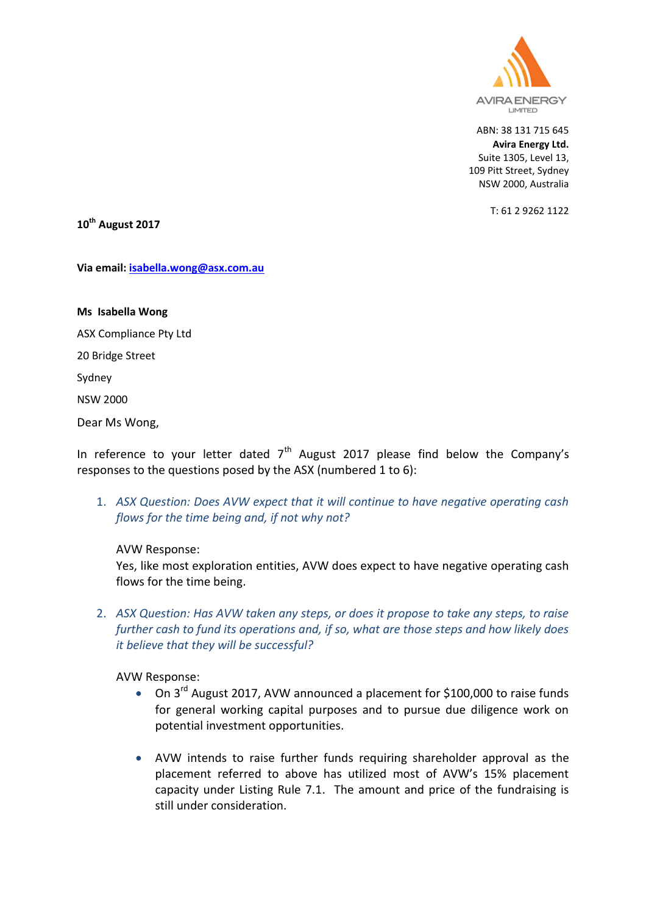AVIRA ENERGY LIMITED

ABN: 38 131 715 645
**Avira Energy Ltd.**
Suite 1305, Level 13,
109 Pitt Street, Sydney
NSW 2000, Australia

T: 61 2 9262 1122

**10th August 2017**

**Via email:** isabella.wong@asx.com.au

**Ms Isabella Wong**

ASX Compliance Pty Ltd

20 Bridge Street

Sydney

NSW 2000

Dear Ms Wong,

In reference to your letter dated 7th August 2017 please find below the Company's responses to the questions posed by the ASX (numbered 1 to 6):

1. *ASX Question: Does AVW expect that it will continue to have negative operating cash flows for the time being and, if not why not?*

   AVW Response:
   Yes, like most exploration entities, AVW does expect to have negative operating cash flows for the time being.

2. *ASX Question: Has AVW taken any steps, or does it propose to take any steps, to raise further cash to fund its operations and, if so, what are those steps and how likely does it believe that they will be successful?*

   AVW Response:
   - On 3rd August 2017, AVW announced a placement for $100,000 to raise funds for general working capital purposes and to pursue due diligence work on potential investment opportunities.

   - AVW intends to raise further funds requiring shareholder approval as the placement referred to above has utilized most of AVW's 15% placement capacity under Listing Rule 7.1. The amount and price of the fundraising is still under consideration.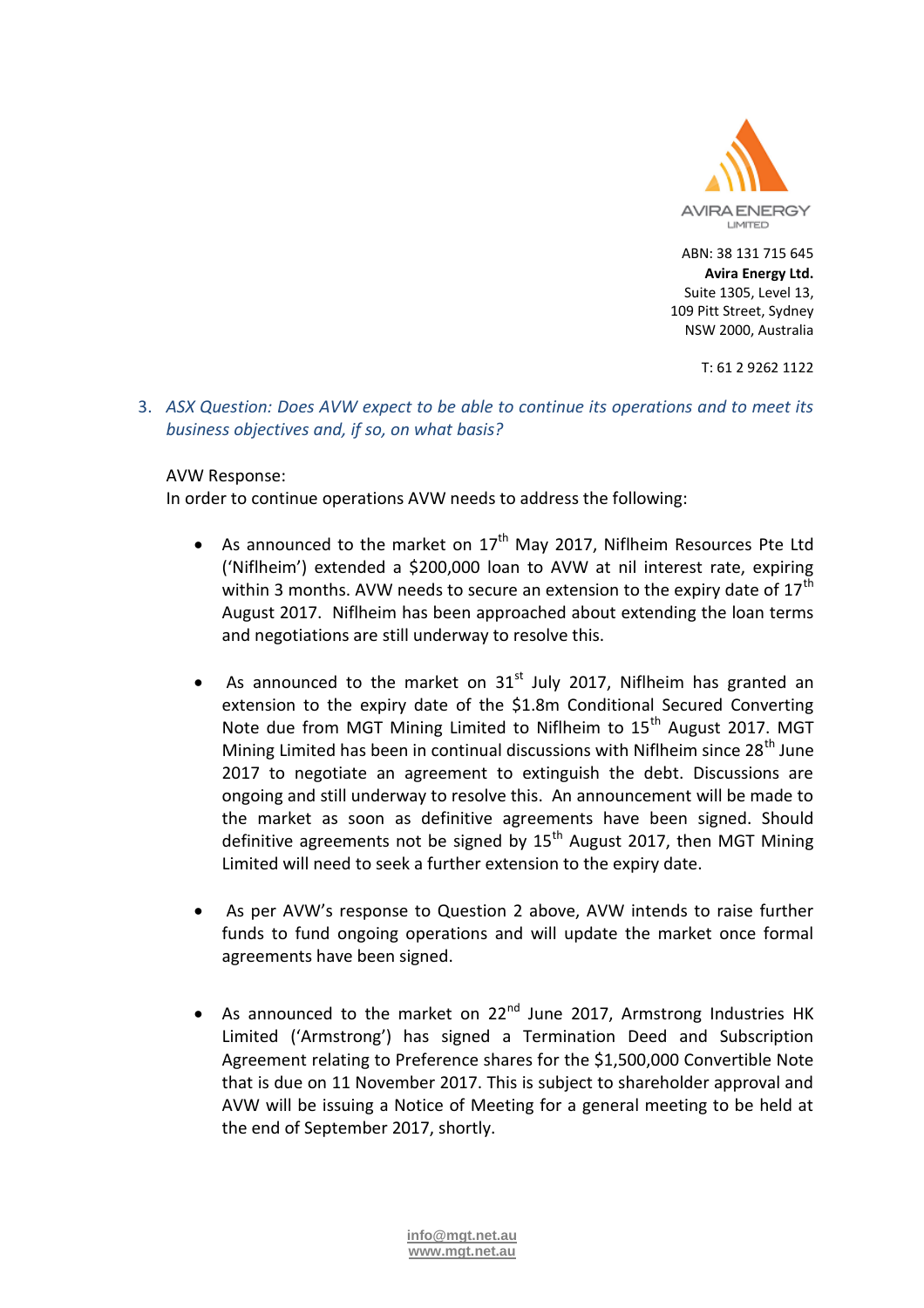ABN: 38 131 715 645
**Avira Energy Ltd.**
Suite 1305, Level 13,
109 Pitt Street, Sydney
NSW 2000, Australia

T: 61 2 9262 1122

3. *ASX Question: Does AVW expect to be able to continue its operations and to meet its business objectives and, if so, on what basis?*

AVW Response:
In order to continue operations AVW needs to address the following:

- As announced to the market on 17th May 2017, Niflheim Resources Pte Ltd ('Niflheim') extended a $200,000 loan to AVW at nil interest rate, expiring within 3 months. AVW needs to secure an extension to the expiry date of 17th August 2017. Niflheim has been approached about extending the loan terms and negotiations are still underway to resolve this.

- As announced to the market on 31st July 2017, Niflheim has granted an extension to the expiry date of the $1.8m Conditional Secured Converting Note due from MGT Mining Limited to Niflheim to 15th August 2017. MGT Mining Limited has been in continual discussions with Niflheim since 28th June 2017 to negotiate an agreement to extinguish the debt. Discussions are ongoing and still underway to resolve this. An announcement will be made to the market as soon as definitive agreements have been signed. Should definitive agreements not be signed by 15th August 2017, then MGT Mining Limited will need to seek a further extension to the expiry date.

- As per AVW's response to Question 2 above, AVW intends to raise further funds to fund ongoing operations and will update the market once formal agreements have been signed.

- As announced to the market on 22nd June 2017, Armstrong Industries HK Limited ('Armstrong') has signed a Termination Deed and Subscription Agreement relating to Preference shares for the $1,500,000 Convertible Note that is due on 11 November 2017. This is subject to shareholder approval and AVW will be issuing a Notice of Meeting for a general meeting to be held at the end of September 2017, shortly.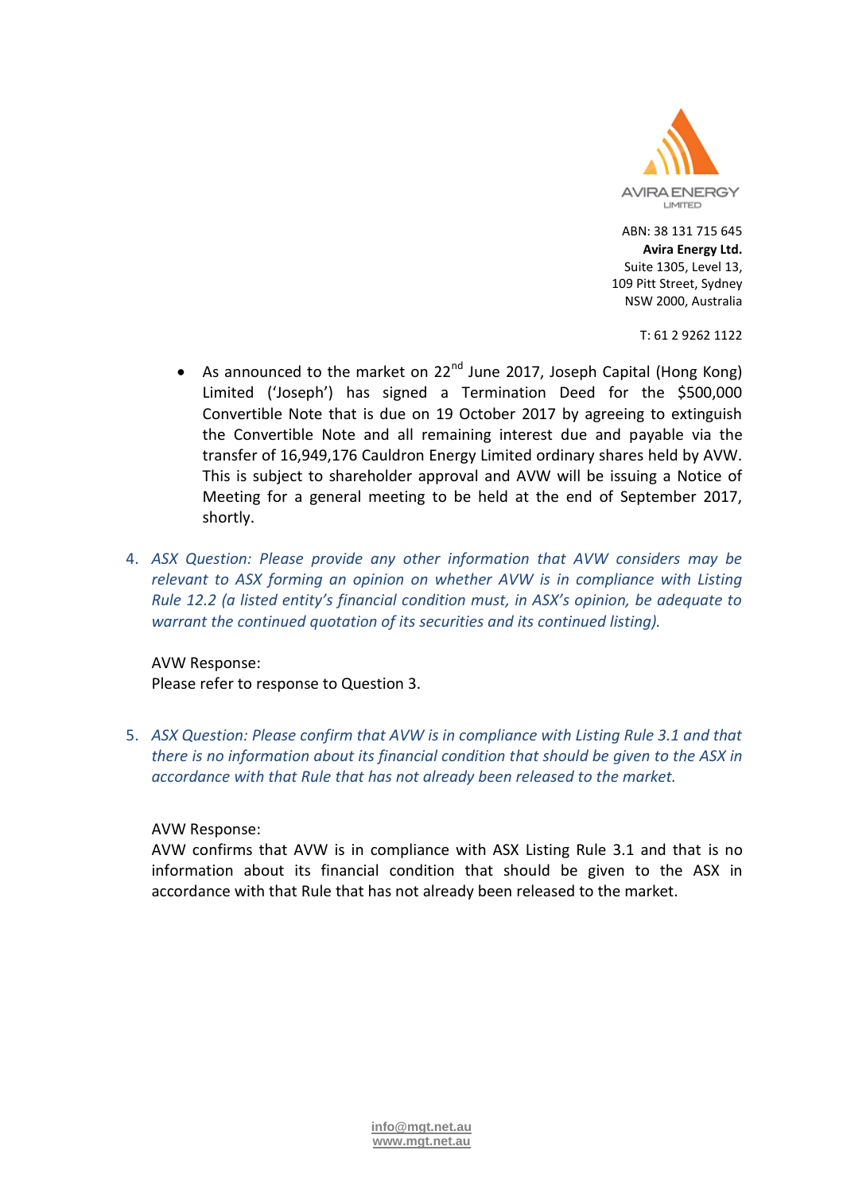- As announced to the market on 22[nd] June 2017, Joseph Capital (Hong Kong) Limited ('Joseph') has signed a Termination Deed for the $500,000 Convertible Note that is due on 19 October 2017 by agreeing to extinguish the Convertible Note and all remaining interest due and payable via the transfer of 16,949,176 Cauldron Energy Limited ordinary shares held by AVW. This is subject to shareholder approval and AVW will be issuing a Notice of Meeting for a general meeting to be held at the end of September 2017, shortly.

4. *ASX Question: Please provide any other information that AVW considers may be relevant to ASX forming an opinion on whether AVW is in compliance with Listing Rule 12.2 (a listed entity's financial condition must, in ASX's opinion, be adequate to warrant the continued quotation of its securities and its continued listing).*

   AVW Response:
   Please refer to response to Question 3.

5. *ASX Question: Please confirm that AVW is in compliance with Listing Rule 3.1 and that there is no information about its financial condition that should be given to the ASX in accordance with that Rule that has not already been released to the market.*

   AVW Response:
   AVW confirms that AVW is in compliance with ASX Listing Rule 3.1 and that is no information about its financial condition that should be given to the ASX in accordance with that Rule that has not already been released to the market.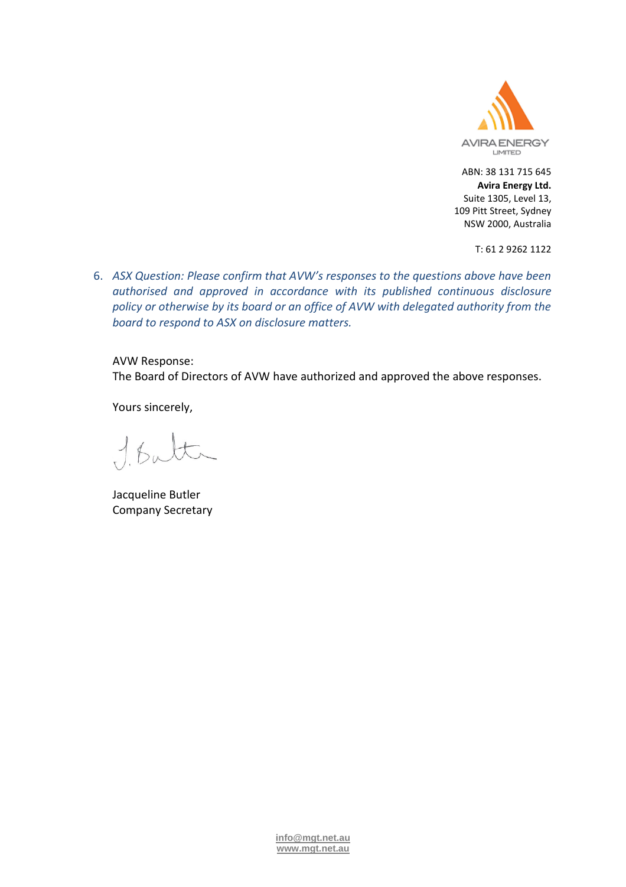ABN: 38 131 715 645
**Avira Energy Ltd.**
Suite 1305, Level 13,
109 Pitt Street, Sydney
NSW 2000, Australia

T: 61 2 9262 1122

6. *ASX Question: Please confirm that AVW's responses to the questions above have been authorised and approved in accordance with its published continuous disclosure policy or otherwise by its board or an office of AVW with delegated authority from the board to respond to ASX on disclosure matters.*

AVW Response:
The Board of Directors of AVW have authorized and approved the above responses.

Yours sincerely,

Jacqueline Butler
Company Secretary

info@mgt.net.au
www.mgt.net.au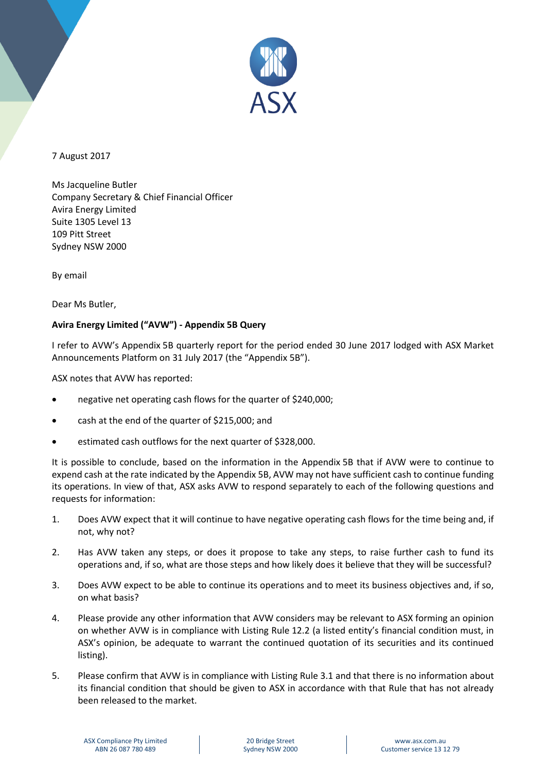7 August 2017

Ms Jacqueline Butler
Company Secretary & Chief Financial Officer
Avira Energy Limited
Suite 1305 Level 13
109 Pitt Street
Sydney NSW 2000

By email

Dear Ms Butler,

**Avira Energy Limited ("AVW") - Appendix 5B Query**

I refer to AVW's Appendix 5B quarterly report for the period ended 30 June 2017 lodged with ASX Market Announcements Platform on 31 July 2017 (the "Appendix 5B").

ASX notes that AVW has reported:

- negative net operating cash flows for the quarter of $240,000;
- cash at the end of the quarter of $215,000; and
- estimated cash outflows for the next quarter of $328,000.

It is possible to conclude, based on the information in the Appendix 5B that if AVW were to continue to expend cash at the rate indicated by the Appendix 5B, AVW may not have sufficient cash to continue funding its operations. In view of that, ASX asks AVW to respond separately to each of the following questions and requests for information:

1. Does AVW expect that it will continue to have negative operating cash flows for the time being and, if not, why not?
2. Has AVW taken any steps, or does it propose to take any steps, to raise further cash to fund its operations and, if so, what are those steps and how likely does it believe that they will be successful?
3. Does AVW expect to be able to continue its operations and to meet its business objectives and, if so, on what basis?
4. Please provide any other information that AVW considers may be relevant to ASX forming an opinion on whether AVW is in compliance with Listing Rule 12.2 (a listed entity's financial condition must, in ASX's opinion, be adequate to warrant the continued quotation of its securities and its continued listing).
5. Please confirm that AVW is in compliance with Listing Rule 3.1 and that there is no information about its financial condition that should be given to ASX in accordance with that Rule that has not already been released to the market.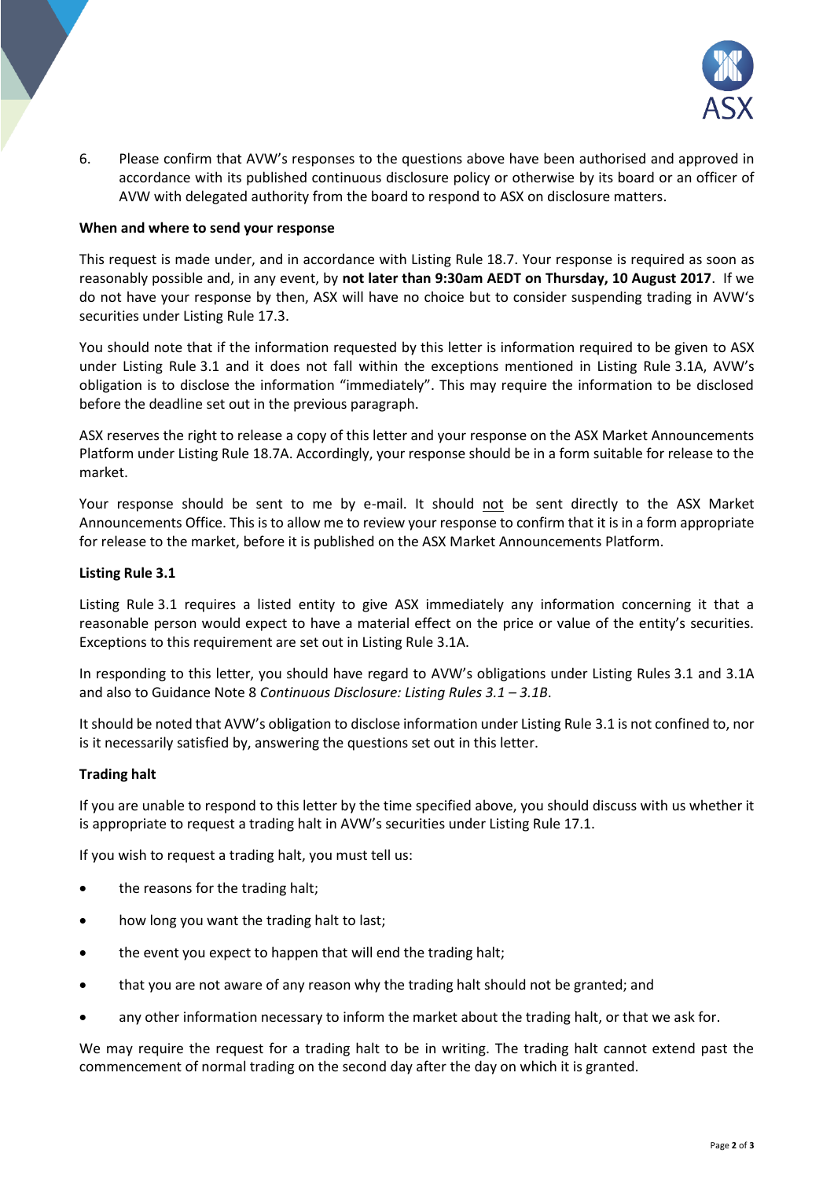6. Please confirm that AVW's responses to the questions above have been authorised and approved in accordance with its published continuous disclosure policy or otherwise by its board or an officer of AVW with delegated authority from the board to respond to ASX on disclosure matters.

**When and where to send your response**

This request is made under, and in accordance with Listing Rule 18.7. Your response is required as soon as reasonably possible and, in any event, by **not later than 9:30am AEDT on Thursday, 10 August 2017**. If we do not have your response by then, ASX will have no choice but to consider suspending trading in AVW's securities under Listing Rule 17.3.

You should note that if the information requested by this letter is information required to be given to ASX under Listing Rule 3.1 and it does not fall within the exceptions mentioned in Listing Rule 3.1A, AVW's obligation is to disclose the information "immediately". This may require the information to be disclosed before the deadline set out in the previous paragraph.

ASX reserves the right to release a copy of this letter and your response on the ASX Market Announcements Platform under Listing Rule 18.7A. Accordingly, your response should be in a form suitable for release to the market.

Your response should be sent to me by e-mail. It should not be sent directly to the ASX Market Announcements Office. This is to allow me to review your response to confirm that it is in a form appropriate for release to the market, before it is published on the ASX Market Announcements Platform.

**Listing Rule 3.1**

Listing Rule 3.1 requires a listed entity to give ASX immediately any information concerning it that a reasonable person would expect to have a material effect on the price or value of the entity's securities. Exceptions to this requirement are set out in Listing Rule 3.1A.

In responding to this letter, you should have regard to AVW's obligations under Listing Rules 3.1 and 3.1A and also to Guidance Note 8 *Continuous Disclosure: Listing Rules 3.1 – 3.1B*.

It should be noted that AVW's obligation to disclose information under Listing Rule 3.1 is not confined to, nor is it necessarily satisfied by, answering the questions set out in this letter.

**Trading halt**

If you are unable to respond to this letter by the time specified above, you should discuss with us whether it is appropriate to request a trading halt in AVW's securities under Listing Rule 17.1.

If you wish to request a trading halt, you must tell us:

- the reasons for the trading halt;
- how long you want the trading halt to last;
- the event you expect to happen that will end the trading halt;
- that you are not aware of any reason why the trading halt should not be granted; and
- any other information necessary to inform the market about the trading halt, or that we ask for.

We may require the request for a trading halt to be in writing. The trading halt cannot extend past the commencement of normal trading on the second day after the day on which it is granted.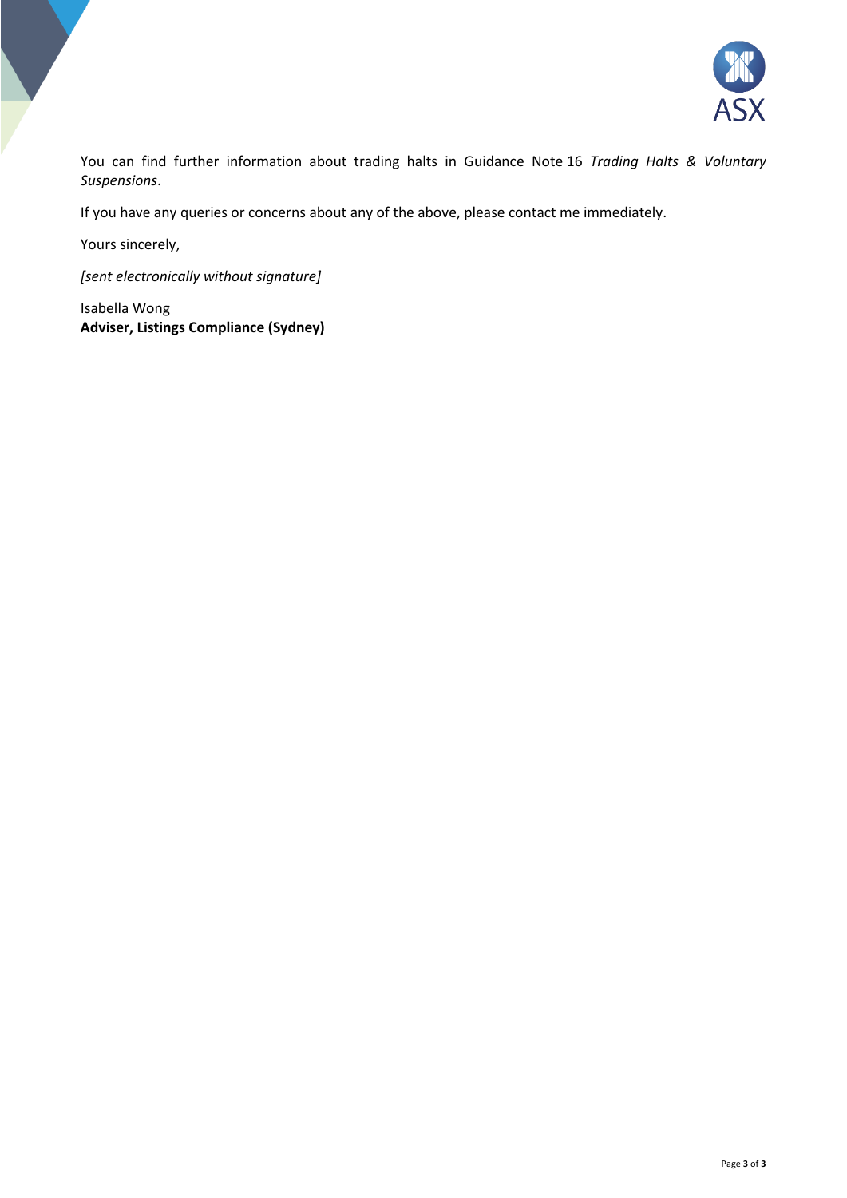You can find further information about trading halts in Guidance Note 16 *Trading Halts & Voluntary Suspensions*.

If you have any queries or concerns about any of the above, please contact me immediately.

Yours sincerely,

*[sent electronically without signature]*

Isabella Wong
**Adviser, Listings Compliance (Sydney)**